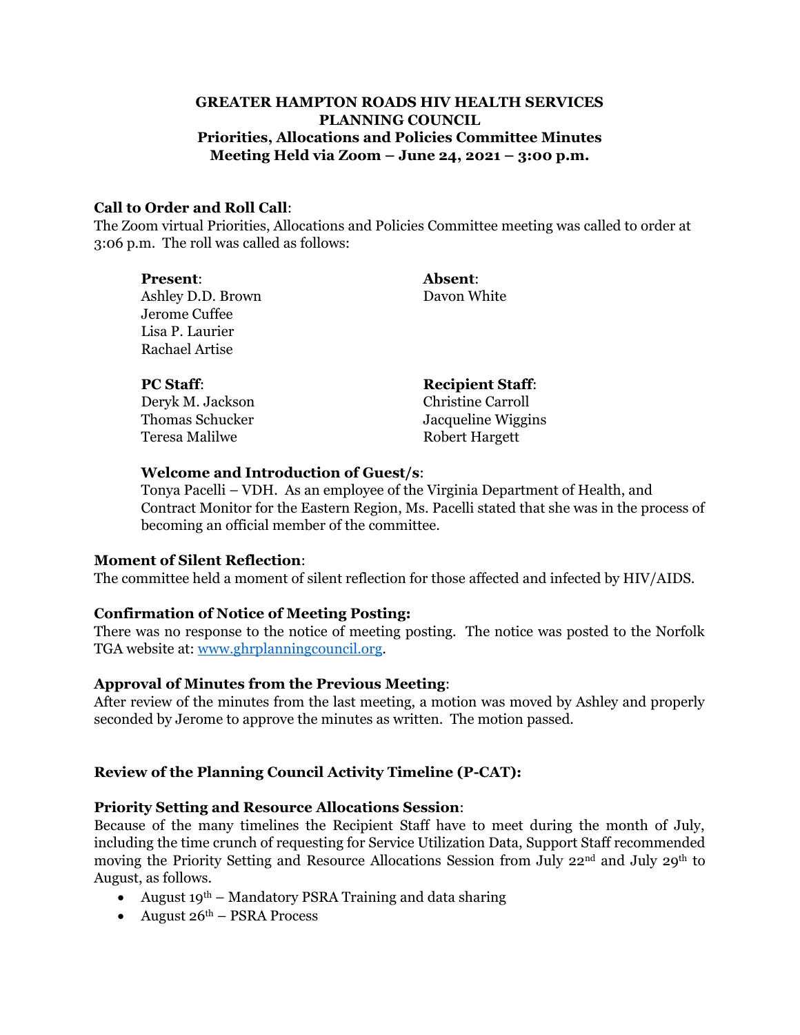# GREATER HAMPTON ROADS HIV HEALTH SERVICES PLANNING COUNCIL

## Priorities, Allocations and Policies Committee Minutes
## Meeting Held via Zoom – June 24, 2021 – 3:00 p.m.

**Call to Order and Roll Call**:
The Zoom virtual Priorities, Allocations and Policies Committee meeting was called to order at 3:06 p.m. The roll was called as follows:

**Present**:
Ashley D.D. Brown
Jerome Cuffee
Lisa P. Laurier
Rachael Artise

**Absent**:
Davon White

**PC Staff**:
Deryk M. Jackson
Thomas Schucker
Teresa Malilwe

**Recipient Staff**:
Christine Carroll
Jacqueline Wiggins
Robert Hargett

**Welcome and Introduction of Guest/s**:
Tonya Pacelli – VDH. As an employee of the Virginia Department of Health, and Contract Monitor for the Eastern Region, Ms. Pacelli stated that she was in the process of becoming an official member of the committee.

**Moment of Silent Reflection**:
The committee held a moment of silent reflection for those affected and infected by HIV/AIDS.

**Confirmation of Notice of Meeting Posting:**
There was no response to the notice of meeting posting. The notice was posted to the Norfolk TGA website at: www.ghrplanningcouncil.org.

**Approval of Minutes from the Previous Meeting**:
After review of the minutes from the last meeting, a motion was moved by Ashley and properly seconded by Jerome to approve the minutes as written. The motion passed.

**Review of the Planning Council Activity Timeline (P-CAT):**

**Priority Setting and Resource Allocations Session**:
Because of the many timelines the Recipient Staff have to meet during the month of July, including the time crunch of requesting for Service Utilization Data, Support Staff recommended moving the Priority Setting and Resource Allocations Session from July 22nd and July 29th to August, as follows.

- August 19th – Mandatory PSRA Training and data sharing
- August 26th – PSRA Process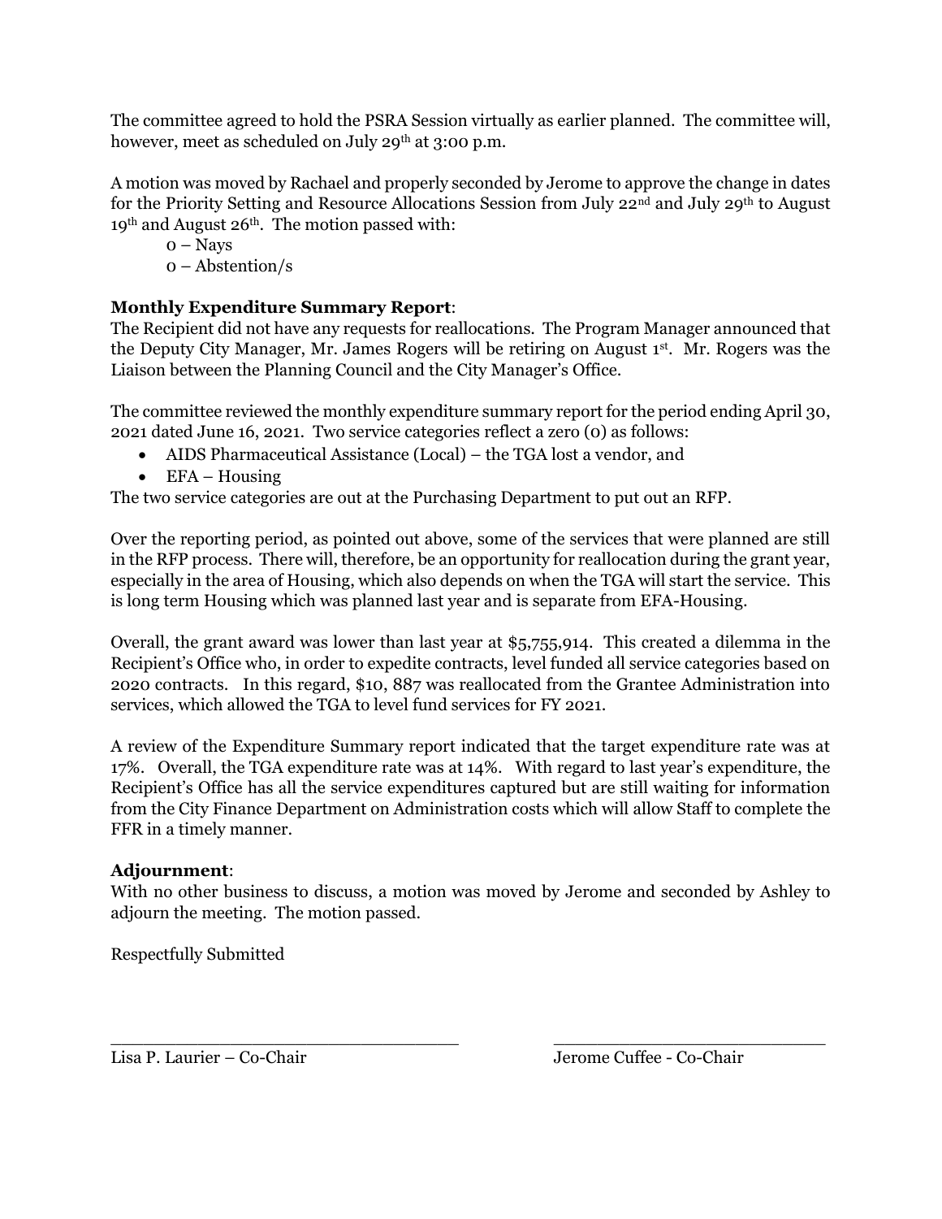The committee agreed to hold the PSRA Session virtually as earlier planned. The committee will, however, meet as scheduled on July 29th at 3:00 p.m.

A motion was moved by Rachael and properly seconded by Jerome to approve the change in dates for the Priority Setting and Resource Allocations Session from July 22nd and July 29th to August 19th and August 26th. The motion passed with:

0 – Nays
0 – Abstention/s

**Monthly Expenditure Summary Report**:
The Recipient did not have any requests for reallocations. The Program Manager announced that the Deputy City Manager, Mr. James Rogers will be retiring on August 1st. Mr. Rogers was the Liaison between the Planning Council and the City Manager's Office.

The committee reviewed the monthly expenditure summary report for the period ending April 30, 2021 dated June 16, 2021. Two service categories reflect a zero (0) as follows:

- AIDS Pharmaceutical Assistance (Local) – the TGA lost a vendor, and
- EFA – Housing

The two service categories are out at the Purchasing Department to put out an RFP.

Over the reporting period, as pointed out above, some of the services that were planned are still in the RFP process. There will, therefore, be an opportunity for reallocation during the grant year, especially in the area of Housing, which also depends on when the TGA will start the service. This is long term Housing which was planned last year and is separate from EFA-Housing.

Overall, the grant award was lower than last year at $5,755,914. This created a dilemma in the Recipient's Office who, in order to expedite contracts, level funded all service categories based on 2020 contracts. In this regard, $10, 887 was reallocated from the Grantee Administration into services, which allowed the TGA to level fund services for FY 2021.

A review of the Expenditure Summary report indicated that the target expenditure rate was at 17%. Overall, the TGA expenditure rate was at 14%. With regard to last year's expenditure, the Recipient's Office has all the service expenditures captured but are still waiting for information from the City Finance Department on Administration costs which will allow Staff to complete the FFR in a timely manner.

**Adjournment**:
With no other business to discuss, a motion was moved by Jerome and seconded by Ashley to adjourn the meeting. The motion passed.

Respectfully Submitted

\_\_\_\_\_\_\_\_\_\_\_\_\_\_\_\_\_\_\_\_\_\_\_\_\_\_\_\_\_\_\_\_
Lisa P. Laurier – Co-Chair

\_\_\_\_\_\_\_\_\_\_\_\_\_\_\_\_\_\_\_\_\_\_\_\_\_\_\_\_\_\_\_\_
Jerome Cuffee - Co-Chair